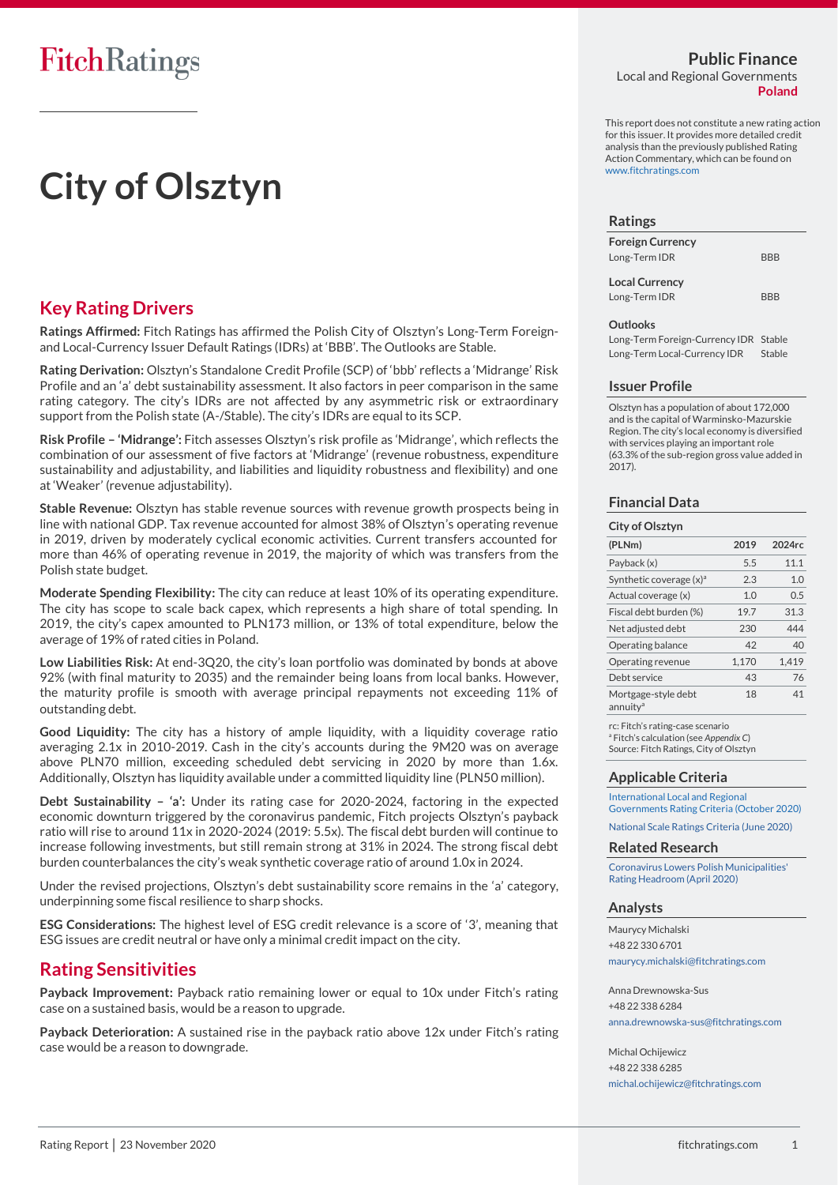# City of Olsztyn

## Key Rating Drivers

**Ratings Affirmed:** Fitch Ratings has affirmed the Polish City of Olsztyn's Long-Term Foreign- and Local-Currency Issuer Default Ratings (IDRs) at 'BBB'. The Outlooks are Stable.

**Rating Derivation:** Olsztyn's Standalone Credit Profile (SCP) of 'bbb' reflects a 'Midrange' Risk Profile and an 'a' debt sustainability assessment. It also factors in peer comparison in the same rating category. The city's IDRs are not affected by any asymmetric risk or extraordinary support from the Polish state (A-/Stable). The city's IDRs are equal to its SCP.

**Risk Profile – 'Midrange':** Fitch assesses Olsztyn's risk profile as 'Midrange', which reflects the combination of our assessment of five factors at 'Midrange' (revenue robustness, expenditure sustainability and adjustability, and liabilities and liquidity robustness and flexibility) and one at 'Weaker' (revenue adjustability).

**Stable Revenue:** Olsztyn has stable revenue sources with revenue growth prospects being in line with national GDP. Tax revenue accounted for almost 38% of Olsztyn's operating revenue in 2019, driven by moderately cyclical economic activities. Current transfers accounted for more than 46% of operating revenue in 2019, the majority of which was transfers from the Polish state budget.

**Moderate Spending Flexibility:** The city can reduce at least 10% of its operating expenditure. The city has scope to scale back capex, which represents a high share of total spending. In 2019, the city's capex amounted to PLN173 million, or 13% of total expenditure, below the average of 19% of rated cities in Poland.

**Low Liabilities Risk:** At end-3Q20, the city's loan portfolio was dominated by bonds at above 92% (with final maturity to 2035) and the remainder being loans from local banks. However, the maturity profile is smooth with average principal repayments not exceeding 11% of outstanding debt.

**Good Liquidity:** The city has a history of ample liquidity, with a liquidity coverage ratio averaging 2.1x in 2010-2019. Cash in the city's accounts during the 9M20 was on average above PLN70 million, exceeding scheduled debt servicing in 2020 by more than 1.6x. Additionally, Olsztyn has liquidity available under a committed liquidity line (PLN50 million).

**Debt Sustainability – 'a':** Under its rating case for 2020-2024, factoring in the expected economic downturn triggered by the coronavirus pandemic, Fitch projects Olsztyn's payback ratio will rise to around 11x in 2020-2024 (2019: 5.5x). The fiscal debt burden will continue to increase following investments, but still remain strong at 31% in 2024. The strong fiscal debt burden counterbalances the city's weak synthetic coverage ratio of around 1.0x in 2024.

Under the revised projections, Olsztyn's debt sustainability score remains in the 'a' category, underpinning some fiscal resilience to sharp shocks.

**ESG Considerations:** The highest level of ESG credit relevance is a score of '3', meaning that ESG issues are credit neutral or have only a minimal credit impact on the city.

## Rating Sensitivities

**Payback Improvement:** Payback ratio remaining lower or equal to 10x under Fitch's rating case on a sustained basis, would be a reason to upgrade.

**Payback Deterioration:** A sustained rise in the payback ratio above 12x under Fitch's rating case would be a reason to downgrade.

**Public Finance**
Local and Regional Governments
**Poland**

This report does not constitute a new rating action for this issuer. It provides more detailed credit analysis than the previously published Rating Action Commentary, which can be found on www.fitchratings.com

### Ratings

| | |
|---|---|
| **Foreign Currency** | |
| Long-Term IDR | BBB |
| **Local Currency** | |
| Long-Term IDR | BBB |

**Outlooks**

| | |
|---|---|
| Long-Term Foreign-Currency IDR | Stable |
| Long-Term Local-Currency IDR | Stable |

### Issuer Profile

Olsztyn has a population of about 172,000 and is the capital of Warminsko-Mazurskie Region. The city's local economy is diversified with services playing an important role (63.3% of the sub-region gross value added in 2017).

### Financial Data

**City of Olsztyn**

| (PLNm) | 2019 | 2024rc |
|---|---|---|
| Payback (x) | 5.5 | 11.1 |
| Synthetic coverage (x)[a] | 2.3 | 1.0 |
| Actual coverage (x) | 1.0 | 0.5 |
| Fiscal debt burden (%) | 19.7 | 31.3 |
| Net adjusted debt | 230 | 444 |
| Operating balance | 42 | 40 |
| Operating revenue | 1,170 | 1,419 |
| Debt service | 43 | 76 |
| Mortgage-style debt annuity[a] | 18 | 41 |

rc: Fitch's rating-case scenario
[a] Fitch's calculation (see *Appendix C*)
Source: Fitch Ratings, City of Olsztyn

### Applicable Criteria

International Local and Regional Governments Rating Criteria (October 2020)

National Scale Ratings Criteria (June 2020)

### Related Research

Coronavirus Lowers Polish Municipalities' Rating Headroom (April 2020)

### Analysts

Maurycy Michalski
+48 22 330 6701
maurycy.michalski@fitchratings.com

Anna Drewnowska-Sus
+48 22 338 6284
anna.drewnowska-sus@fitchratings.com

Michal Ochijewicz
+48 22 338 6285
michal.ochijewicz@fitchratings.com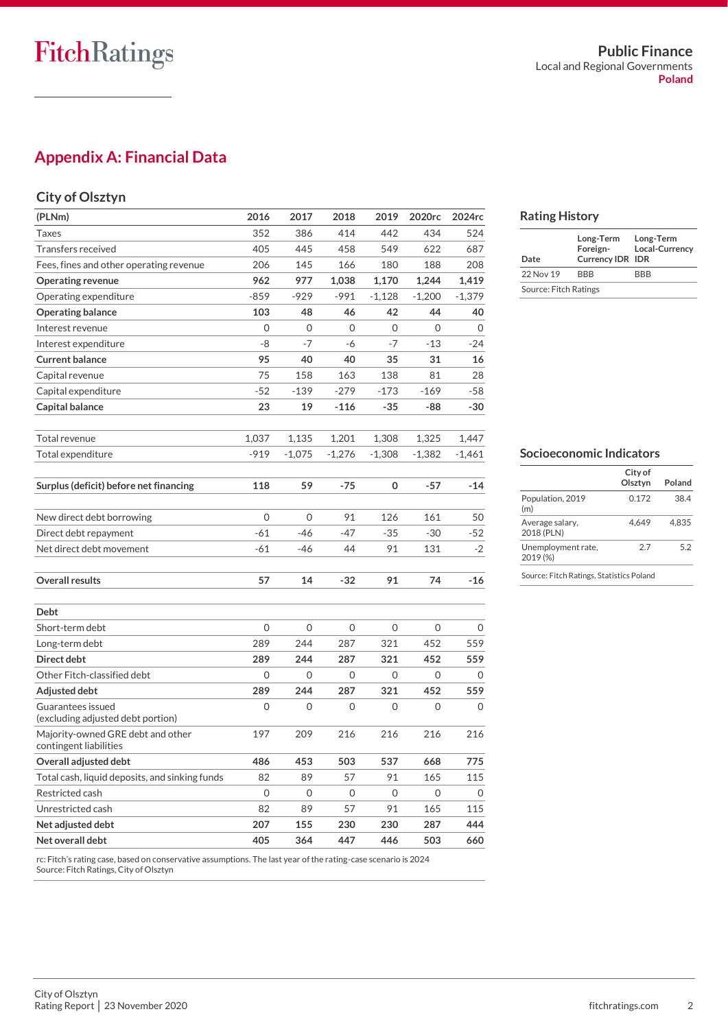## Appendix A: Financial Data

### City of Olsztyn

| (PLNm) | 2016 | 2017 | 2018 | 2019 | 2020rc | 2024rc |
|---|---|---|---|---|---|---|
| Taxes | 352 | 386 | 414 | 442 | 434 | 524 |
| Transfers received | 405 | 445 | 458 | 549 | 622 | 687 |
| Fees, fines and other operating revenue | 206 | 145 | 166 | 180 | 188 | 208 |
| **Operating revenue** | **962** | **977** | **1,038** | **1,170** | **1,244** | **1,419** |
| Operating expenditure | -859 | -929 | -991 | -1,128 | -1,200 | -1,379 |
| **Operating balance** | **103** | **48** | **46** | **42** | **44** | **40** |
| Interest revenue | 0 | 0 | 0 | 0 | 0 | 0 |
| Interest expenditure | -8 | -7 | -6 | -7 | -13 | -24 |
| **Current balance** | **95** | **40** | **40** | **35** | **31** | **16** |
| Capital revenue | 75 | 158 | 163 | 138 | 81 | 28 |
| Capital expenditure | -52 | -139 | -279 | -173 | -169 | -58 |
| **Capital balance** | **23** | **19** | **-116** | **-35** | **-88** | **-30** |
| | | | | | | |
| Total revenue | 1,037 | 1,135 | 1,201 | 1,308 | 1,325 | 1,447 |
| Total expenditure | -919 | -1,075 | -1,276 | -1,308 | -1,382 | -1,461 |
| | | | | | | |
| **Surplus (deficit) before net financing** | **118** | **59** | **-75** | **0** | **-57** | **-14** |
| | | | | | | |
| New direct debt borrowing | 0 | 0 | 91 | 126 | 161 | 50 |
| Direct debt repayment | -61 | -46 | -47 | -35 | -30 | -52 |
| Net direct debt movement | -61 | -46 | 44 | 91 | 131 | -2 |
| | | | | | | |
| **Overall results** | **57** | **14** | **-32** | **91** | **74** | **-16** |
| | | | | | | |
| **Debt** | | | | | | |
| Short-term debt | 0 | 0 | 0 | 0 | 0 | 0 |
| Long-term debt | 289 | 244 | 287 | 321 | 452 | 559 |
| **Direct debt** | **289** | **244** | **287** | **321** | **452** | **559** |
| Other Fitch-classified debt | 0 | 0 | 0 | 0 | 0 | 0 |
| **Adjusted debt** | **289** | **244** | **287** | **321** | **452** | **559** |
| Guarantees issued (excluding adjusted debt portion) | 0 | 0 | 0 | 0 | 0 | 0 |
| Majority-owned GRE debt and other contingent liabilities | 197 | 209 | 216 | 216 | 216 | 216 |
| **Overall adjusted debt** | **486** | **453** | **503** | **537** | **668** | **775** |
| Total cash, liquid deposits, and sinking funds | 82 | 89 | 57 | 91 | 165 | 115 |
| Restricted cash | 0 | 0 | 0 | 0 | 0 | 0 |
| Unrestricted cash | 82 | 89 | 57 | 91 | 165 | 115 |
| **Net adjusted debt** | **207** | **155** | **230** | **230** | **287** | **444** |
| **Net overall debt** | **405** | **364** | **447** | **446** | **503** | **660** |

rc: Fitch's rating case, based on conservative assumptions. The last year of the rating-case scenario is 2024
Source: Fitch Ratings, City of Olsztyn

### Rating History

| Date | Long-Term Foreign-Currency IDR | Long-Term Local-Currency IDR |
|---|---|---|
| 22 Nov 19 | BBB | BBB |

Source: Fitch Ratings

### Socioeconomic Indicators

| | City of Olsztyn | Poland |
|---|---|---|
| Population, 2019 (m) | 0.172 | 38.4 |
| Average salary, 2018 (PLN) | 4,649 | 4,835 |
| Unemployment rate, 2019 (%) | 2.7 | 5.2 |

Source: Fitch Ratings, Statistics Poland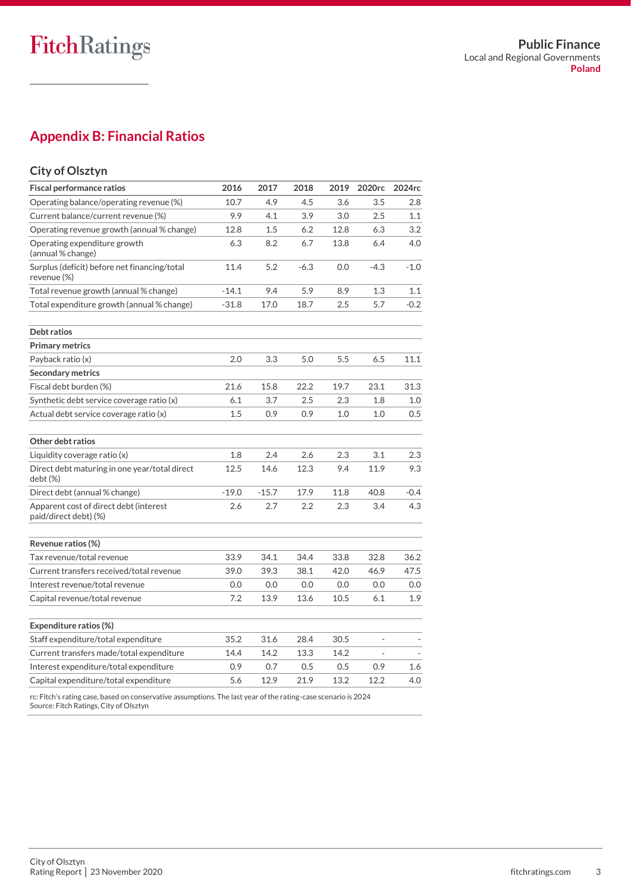## Appendix B: Financial Ratios

### City of Olsztyn

| Fiscal performance ratios | 2016 | 2017 | 2018 | 2019 | 2020rc | 2024rc |
|---|---|---|---|---|---|---|
| Operating balance/operating revenue (%) | 10.7 | 4.9 | 4.5 | 3.6 | 3.5 | 2.8 |
| Current balance/current revenue (%) | 9.9 | 4.1 | 3.9 | 3.0 | 2.5 | 1.1 |
| Operating revenue growth (annual % change) | 12.8 | 1.5 | 6.2 | 12.8 | 6.3 | 3.2 |
| Operating expenditure growth (annual % change) | 6.3 | 8.2 | 6.7 | 13.8 | 6.4 | 4.0 |
| Surplus (deficit) before net financing/total revenue (%) | 11.4 | 5.2 | -6.3 | 0.0 | -4.3 | -1.0 |
| Total revenue growth (annual % change) | -14.1 | 9.4 | 5.9 | 8.9 | 1.3 | 1.1 |
| Total expenditure growth (annual % change) | -31.8 | 17.0 | 18.7 | 2.5 | 5.7 | -0.2 |
| | | | | | | |
| **Debt ratios** | | | | | | |
| **Primary metrics** | | | | | | |
| Payback ratio (x) | 2.0 | 3.3 | 5.0 | 5.5 | 6.5 | 11.1 |
| **Secondary metrics** | | | | | | |
| Fiscal debt burden (%) | 21.6 | 15.8 | 22.2 | 19.7 | 23.1 | 31.3 |
| Synthetic debt service coverage ratio (x) | 6.1 | 3.7 | 2.5 | 2.3 | 1.8 | 1.0 |
| Actual debt service coverage ratio (x) | 1.5 | 0.9 | 0.9 | 1.0 | 1.0 | 0.5 |
| | | | | | | |
| **Other debt ratios** | | | | | | |
| Liquidity coverage ratio (x) | 1.8 | 2.4 | 2.6 | 2.3 | 3.1 | 2.3 |
| Direct debt maturing in one year/total direct debt (%) | 12.5 | 14.6 | 12.3 | 9.4 | 11.9 | 9.3 |
| Direct debt (annual % change) | -19.0 | -15.7 | 17.9 | 11.8 | 40.8 | -0.4 |
| Apparent cost of direct debt (interest paid/direct debt) (%) | 2.6 | 2.7 | 2.2 | 2.3 | 3.4 | 4.3 |
| | | | | | | |
| **Revenue ratios (%)** | | | | | | |
| Tax revenue/total revenue | 33.9 | 34.1 | 34.4 | 33.8 | 32.8 | 36.2 |
| Current transfers received/total revenue | 39.0 | 39.3 | 38.1 | 42.0 | 46.9 | 47.5 |
| Interest revenue/total revenue | 0.0 | 0.0 | 0.0 | 0.0 | 0.0 | 0.0 |
| Capital revenue/total revenue | 7.2 | 13.9 | 13.6 | 10.5 | 6.1 | 1.9 |
| | | | | | | |
| **Expenditure ratios (%)** | | | | | | |
| Staff expenditure/total expenditure | 35.2 | 31.6 | 28.4 | 30.5 | - | - |
| Current transfers made/total expenditure | 14.4 | 14.2 | 13.3 | 14.2 | - | - |
| Interest expenditure/total expenditure | 0.9 | 0.7 | 0.5 | 0.5 | 0.9 | 1.6 |
| Capital expenditure/total expenditure | 5.6 | 12.9 | 21.9 | 13.2 | 12.2 | 4.0 |

rc: Fitch's rating case, based on conservative assumptions. The last year of the rating-case scenario is 2024
Source: Fitch Ratings, City of Olsztyn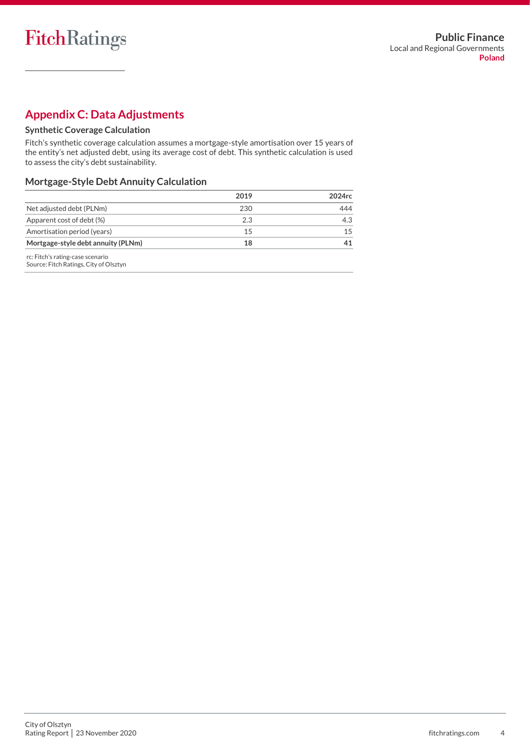## Appendix C: Data Adjustments

### Synthetic Coverage Calculation

Fitch's synthetic coverage calculation assumes a mortgage-style amortisation over 15 years of the entity's net adjusted debt, using its average cost of debt. This synthetic calculation is used to assess the city's debt sustainability.

### Mortgage-Style Debt Annuity Calculation

| | 2019 | 2024rc |
|---|---|---|
| Net adjusted debt (PLNm) | 230 | 444 |
| Apparent cost of debt (%) | 2.3 | 4.3 |
| Amortisation period (years) | 15 | 15 |
| **Mortgage-style debt annuity (PLNm)** | **18** | **41** |

rc: Fitch's rating-case scenario
Source: Fitch Ratings, City of Olsztyn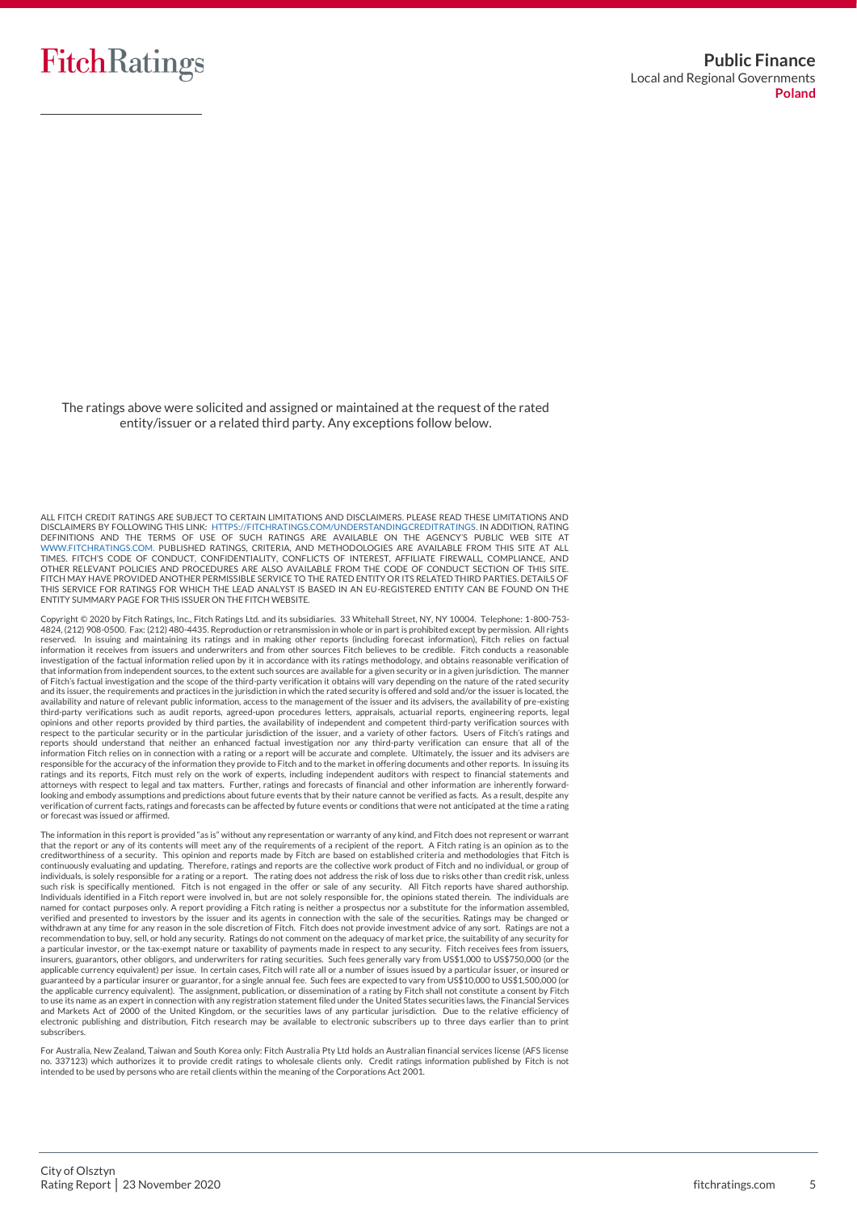The ratings above were solicited and assigned or maintained at the request of the rated entity/issuer or a related third party. Any exceptions follow below.

ALL FITCH CREDIT RATINGS ARE SUBJECT TO CERTAIN LIMITATIONS AND DISCLAIMERS. PLEASE READ THESE LIMITATIONS AND DISCLAIMERS BY FOLLOWING THIS LINK: HTTPS://FITCHRATINGS.COM/UNDERSTANDINGCREDITRATINGS. IN ADDITION, RATING DEFINITIONS AND THE TERMS OF USE OF SUCH RATINGS ARE AVAILABLE ON THE AGENCY'S PUBLIC WEB SITE AT WWW.FITCHRATINGS.COM. PUBLISHED RATINGS, CRITERIA, AND METHODOLOGIES ARE AVAILABLE FROM THIS SITE AT ALL TIMES. FITCH'S CODE OF CONDUCT, CONFIDENTIALITY, CONFLICTS OF INTEREST, AFFILIATE FIREWALL, COMPLIANCE, AND OTHER RELEVANT POLICIES AND PROCEDURES ARE ALSO AVAILABLE FROM THE CODE OF CONDUCT SECTION OF THIS SITE. FITCH MAY HAVE PROVIDED ANOTHER PERMISSIBLE SERVICE TO THE RATED ENTITY OR ITS RELATED THIRD PARTIES. DETAILS OF THIS SERVICE FOR RATINGS FOR WHICH THE LEAD ANALYST IS BASED IN AN EU-REGISTERED ENTITY CAN BE FOUND ON THE ENTITY SUMMARY PAGE FOR THIS ISSUER ON THE FITCH WEBSITE.

Copyright © 2020 by Fitch Ratings, Inc., Fitch Ratings Ltd. and its subsidiaries. 33 Whitehall Street, NY, NY 10004. Telephone: 1-800-753-4824, (212) 908-0500. Fax: (212) 480-4435. Reproduction or retransmission in whole or in part is prohibited except by permission. All rights reserved. In issuing and maintaining its ratings and in making other reports (including forecast information), Fitch relies on factual information it receives from issuers and underwriters and from other sources Fitch believes to be credible. Fitch conducts a reasonable investigation of the factual information relied upon by it in accordance with its ratings methodology, and obtains reasonable verification of that information from independent sources, to the extent such sources are available for a given security or in a given jurisdiction. The manner of Fitch's factual investigation and the scope of the third-party verification it obtains will vary depending on the nature of the rated security and its issuer, the requirements and practices in the jurisdiction in which the rated security is offered and sold and/or the issuer is located, the availability and nature of relevant public information, access to the management of the issuer and its advisers, the availability of pre-existing third-party verifications such as audit reports, agreed-upon procedures letters, appraisals, actuarial reports, engineering reports, legal opinions and other reports provided by third parties, the availability of independent and competent third-party verification sources with respect to the particular security or in the particular jurisdiction of the issuer, and a variety of other factors. Users of Fitch's ratings and reports should understand that neither an enhanced factual investigation nor any third-party verification can ensure that all of the information Fitch relies on in connection with a rating or a report will be accurate and complete. Ultimately, the issuer and its advisers are responsible for the accuracy of the information they provide to Fitch and to the market in offering documents and other reports. In issuing its ratings and its reports, Fitch must rely on the work of experts, including independent auditors with respect to financial statements and attorneys with respect to legal and tax matters. Further, ratings and forecasts of financial and other information are inherently forward-looking and embody assumptions and predictions about future events that by their nature cannot be verified as facts. As a result, despite any verification of current facts, ratings and forecasts can be affected by future events or conditions that were not anticipated at the time a rating or forecast was issued or affirmed.

The information in this report is provided "as is" without any representation or warranty of any kind, and Fitch does not represent or warrant that the report or any of its contents will meet any of the requirements of a recipient of the report. A Fitch rating is an opinion as to the creditworthiness of a security. This opinion and reports made by Fitch are based on established criteria and methodologies that Fitch is continuously evaluating and updating. Therefore, ratings and reports are the collective work product of Fitch and no individual, or group of individuals, is solely responsible for a rating or a report. The rating does not address the risk of loss due to risks other than credit risk, unless such risk is specifically mentioned. Fitch is not engaged in the offer or sale of any security. All Fitch reports have shared authorship. Individuals identified in a Fitch report were involved in, but are not solely responsible for, the opinions stated therein. The individuals are named for contact purposes only. A report providing a Fitch rating is neither a prospectus nor a substitute for the information assembled, verified and presented to investors by the issuer and its agents in connection with the sale of the securities. Ratings may be changed or withdrawn at any time for any reason in the sole discretion of Fitch. Fitch does not provide investment advice of any sort. Ratings are not a recommendation to buy, sell, or hold any security. Ratings do not comment on the adequacy of market price, the suitability of any security for a particular investor, or the tax-exempt nature or taxability of payments made in respect to any security. Fitch receives fees from issuers, insurers, guarantors, other obligors, and underwriters for rating securities. Such fees generally vary from US$1,000 to US$750,000 (or the applicable currency equivalent) per issue. In certain cases, Fitch will rate all or a number of issues issued by a particular issuer, or insured or guaranteed by a particular insurer or guarantor, for a single annual fee. Such fees are expected to vary from US$10,000 to US$1,500,000 (or the applicable currency equivalent). The assignment, publication, or dissemination of a rating by Fitch shall not constitute a consent by Fitch to use its name as an expert in connection with any registration statement filed under the United States securities laws, the Financial Services and Markets Act of 2000 of the United Kingdom, or the securities laws of any particular jurisdiction. Due to the relative efficiency of electronic publishing and distribution, Fitch research may be available to electronic subscribers up to three days earlier than to print subscribers.

For Australia, New Zealand, Taiwan and South Korea only: Fitch Australia Pty Ltd holds an Australian financial services license (AFS license no. 337123) which authorizes it to provide credit ratings to wholesale clients only. Credit ratings information published by Fitch is not intended to be used by persons who are retail clients within the meaning of the Corporations Act 2001.